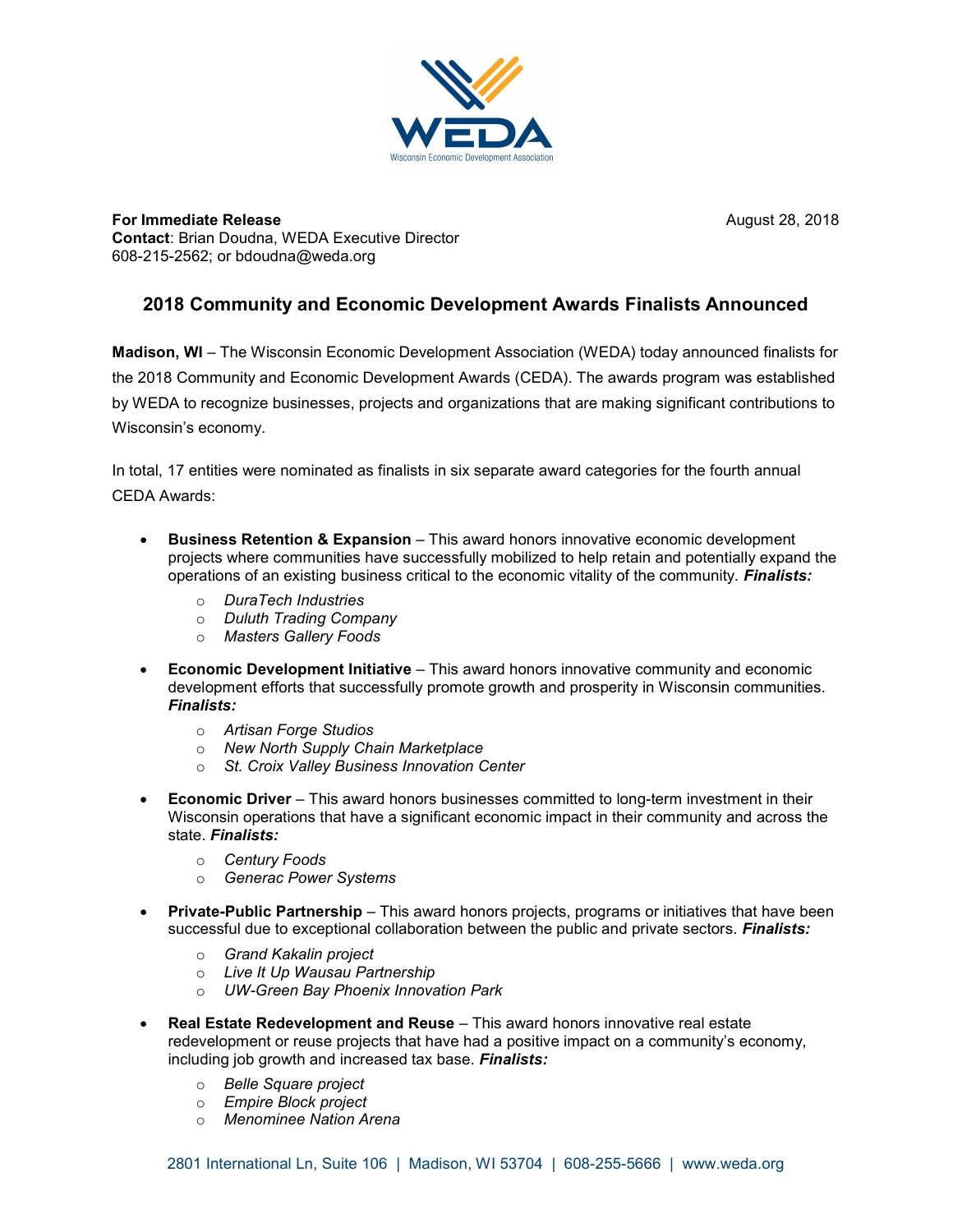WEDA
Wisconsin Economic Development Association

**For Immediate Release** August 28, 2018
**Contact**: Brian Doudna, WEDA Executive Director
608-215-2562; or bdoudna@weda.org

## 2018 Community and Economic Development Awards Finalists Announced

**Madison, WI** – The Wisconsin Economic Development Association (WEDA) today announced finalists for the 2018 Community and Economic Development Awards (CEDA). The awards program was established by WEDA to recognize businesses, projects and organizations that are making significant contributions to Wisconsin's economy.

In total, 17 entities were nominated as finalists in six separate award categories for the fourth annual CEDA Awards:

- **Business Retention & Expansion** – This award honors innovative economic development projects where communities have successfully mobilized to help retain and potentially expand the operations of an existing business critical to the economic vitality of the community. ***Finalists:***
  - *DuraTech Industries*
  - *Duluth Trading Company*
  - *Masters Gallery Foods*
- **Economic Development Initiative** – This award honors innovative community and economic development efforts that successfully promote growth and prosperity in Wisconsin communities. ***Finalists:***
  - *Artisan Forge Studios*
  - *New North Supply Chain Marketplace*
  - *St. Croix Valley Business Innovation Center*
- **Economic Driver** – This award honors businesses committed to long-term investment in their Wisconsin operations that have a significant economic impact in their community and across the state. ***Finalists:***
  - *Century Foods*
  - *Generac Power Systems*
- **Private-Public Partnership** – This award honors projects, programs or initiatives that have been successful due to exceptional collaboration between the public and private sectors. ***Finalists:***
  - *Grand Kakalin project*
  - *Live It Up Wausau Partnership*
  - *UW-Green Bay Phoenix Innovation Park*
- **Real Estate Redevelopment and Reuse** – This award honors innovative real estate redevelopment or reuse projects that have had a positive impact on a community's economy, including job growth and increased tax base. ***Finalists:***
  - *Belle Square project*
  - *Empire Block project*
  - *Menominee Nation Arena*

2801 International Ln, Suite 106 | Madison, WI 53704 | 608-255-5666 | www.weda.org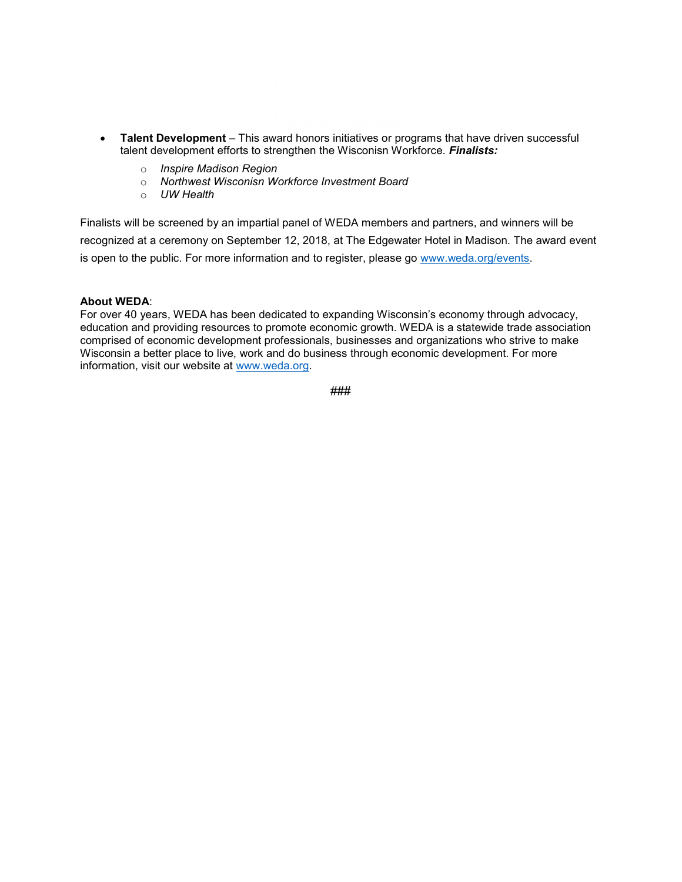- **Talent Development** – This award honors initiatives or programs that have driven successful talent development efforts to strengthen the Wisconisn Workforce. ***Finalists:***
  - *Inspire Madison Region*
  - *Northwest Wisconisn Workforce Investment Board*
  - *UW Health*

Finalists will be screened by an impartial panel of WEDA members and partners, and winners will be recognized at a ceremony on September 12, 2018, at The Edgewater Hotel in Madison. The award event is open to the public. For more information and to register, please go www.weda.org/events.

**About WEDA**:
For over 40 years, WEDA has been dedicated to expanding Wisconsin's economy through advocacy, education and providing resources to promote economic growth. WEDA is a statewide trade association comprised of economic development professionals, businesses and organizations who strive to make Wisconsin a better place to live, work and do business through economic development. For more information, visit our website at www.weda.org.

###